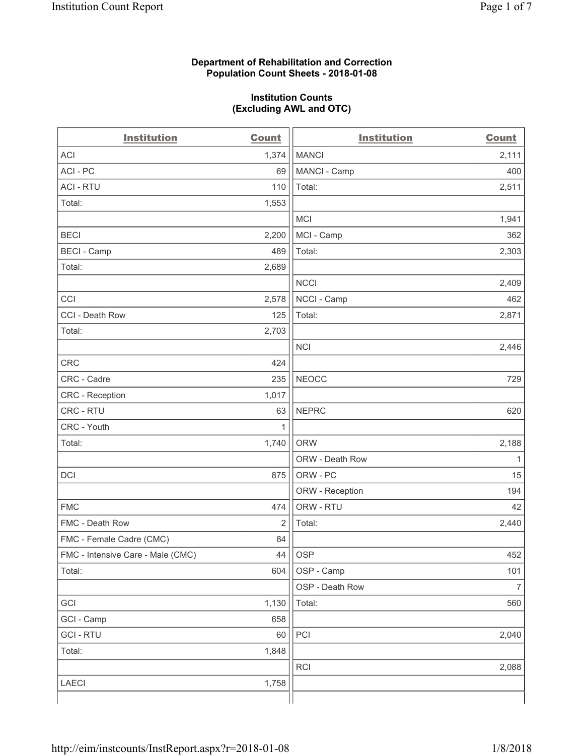**Department of Rehabilitation and Correction**
**Population Count Sheets - 2018-01-08**

**Institution Counts**
**(Excluding AWL and OTC)**

| Institution | Count | Institution | Count |
|---|---|---|---|
| ACI | 1,374 | MANCI | 2,111 |
| ACI - PC | 69 | MANCI - Camp | 400 |
| ACI - RTU | 110 | Total: | 2,511 |
| Total: | 1,553 | | |
| | | MCI | 1,941 |
| BECI | 2,200 | MCI - Camp | 362 |
| BECI - Camp | 489 | Total: | 2,303 |
| Total: | 2,689 | | |
| | | NCCI | 2,409 |
| CCI | 2,578 | NCCI - Camp | 462 |
| CCI - Death Row | 125 | Total: | 2,871 |
| Total: | 2,703 | | |
| | | NCI | 2,446 |
| CRC | 424 | | |
| CRC - Cadre | 235 | NEOCC | 729 |
| CRC - Reception | 1,017 | | |
| CRC - RTU | 63 | NEPRC | 620 |
| CRC - Youth | 1 | | |
| Total: | 1,740 | ORW | 2,188 |
| | | ORW - Death Row | 1 |
| DCI | 875 | ORW - PC | 15 |
| | | ORW - Reception | 194 |
| FMC | 474 | ORW - RTU | 42 |
| FMC - Death Row | 2 | Total: | 2,440 |
| FMC - Female Cadre (CMC) | 84 | | |
| FMC - Intensive Care - Male (CMC) | 44 | OSP | 452 |
| Total: | 604 | OSP - Camp | 101 |
| | | OSP - Death Row | 7 |
| GCI | 1,130 | Total: | 560 |
| GCI - Camp | 658 | | |
| GCI - RTU | 60 | PCI | 2,040 |
| Total: | 1,848 | | |
| | | RCI | 2,088 |
| LAECI | 1,758 | | |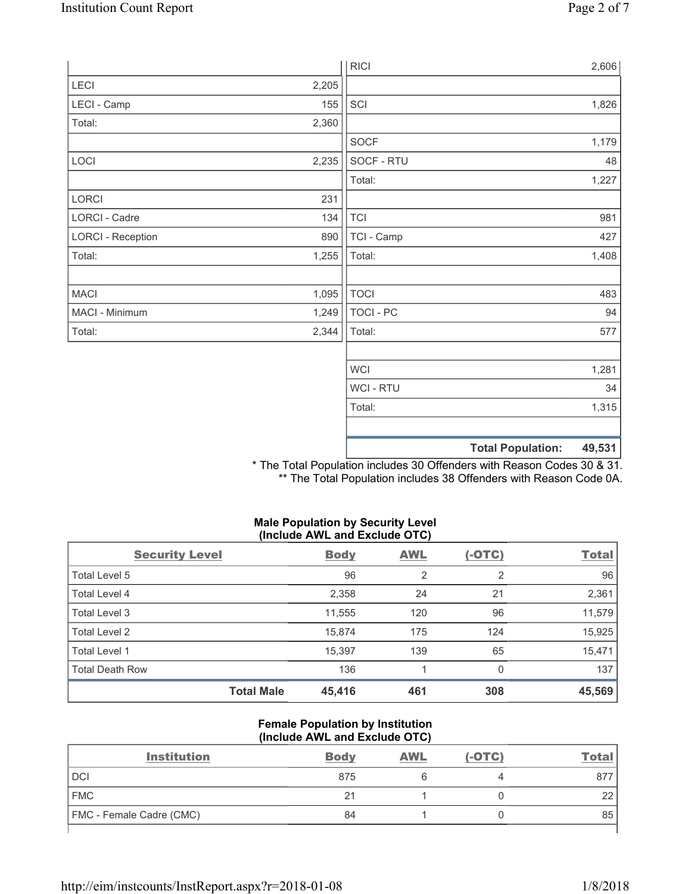| | |
|---|---|
| LECI | 2,205 |
| LECI - Camp | 155 |
| Total: | 2,360 |
| | |
| LOCI | 2,235 |
| | |
| LORCI | 231 |
| LORCI - Cadre | 134 |
| LORCI - Reception | 890 |
| Total: | 1,255 |
| | |
| MACI | 1,095 |
| MACI - Minimum | 1,249 |
| Total: | 2,344 |

| | |
|---|---|
| RICI | 2,606 |
| | |
| SCI | 1,826 |
| | |
| SOCF | 1,179 |
| SOCF - RTU | 48 |
| Total: | 1,227 |
| | |
| TCI | 981 |
| TCI - Camp | 427 |
| Total: | 1,408 |
| | |
| TOCI | 483 |
| TOCI - PC | 94 |
| Total: | 577 |
| | |
| WCI | 1,281 |
| WCI - RTU | 34 |
| Total: | 1,315 |
| | |
| **Total Population:** | **49,531** |

* The Total Population includes 30 Offenders with Reason Codes 30 & 31.
** The Total Population includes 38 Offenders with Reason Code 0A.

**Male Population by Security Level (Include AWL and Exclude OTC)**

| Security Level | Body | AWL | (-OTC) | Total |
|---|---|---|---|---|
| Total Level 5 | 96 | 2 | 2 | 96 |
| Total Level 4 | 2,358 | 24 | 21 | 2,361 |
| Total Level 3 | 11,555 | 120 | 96 | 11,579 |
| Total Level 2 | 15,874 | 175 | 124 | 15,925 |
| Total Level 1 | 15,397 | 139 | 65 | 15,471 |
| Total Death Row | 136 | 1 | 0 | 137 |
| **Total Male** | **45,416** | **461** | **308** | **45,569** |

**Female Population by Institution (Include AWL and Exclude OTC)**

| Institution | Body | AWL | (-OTC) | Total |
|---|---|---|---|---|
| DCI | 875 | 6 | 4 | 877 |
| FMC | 21 | 1 | 0 | 22 |
| FMC - Female Cadre (CMC) | 84 | 1 | 0 | 85 |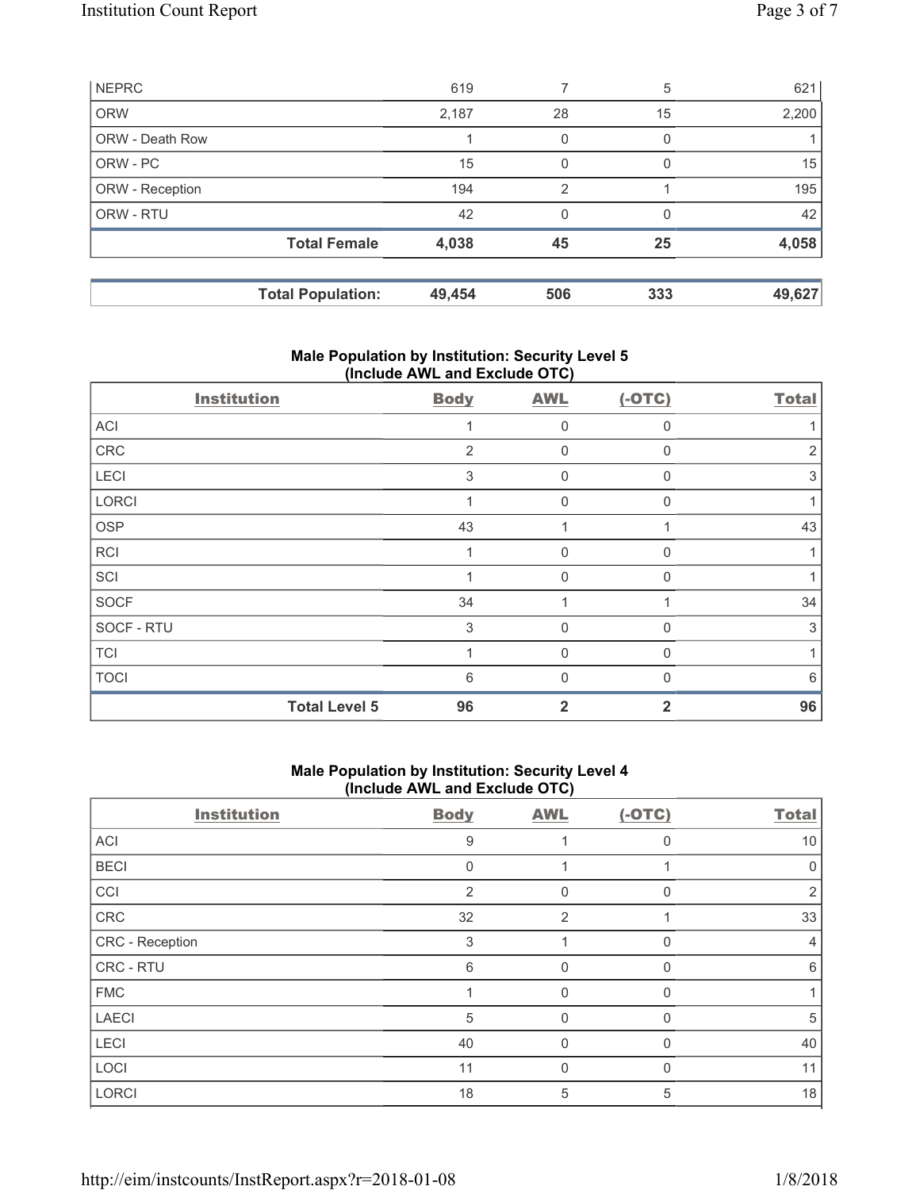| NEPRC | 619 | 7 | 5 | 621 |
|---|---|---|---|---|
| ORW | 2,187 | 28 | 15 | 2,200 |
| ORW - Death Row | 1 | 0 | 0 | 1 |
| ORW - PC | 15 | 0 | 0 | 15 |
| ORW - Reception | 194 | 2 | 1 | 195 |
| ORW - RTU | 42 | 0 | 0 | 42 |
| **Total Female** | **4,038** | **45** | **25** | **4,058** |

| **Total Population:** | **49,454** | **506** | **333** | **49,627** |
|---|---|---|---|---|

## Male Population by Institution: Security Level 5 (Include AWL and Exclude OTC)

| Institution | Body | AWL | (-OTC) | Total |
|---|---|---|---|---|
| ACI | 1 | 0 | 0 | 1 |
| CRC | 2 | 0 | 0 | 2 |
| LECI | 3 | 0 | 0 | 3 |
| LORCI | 1 | 0 | 0 | 1 |
| OSP | 43 | 1 | 1 | 43 |
| RCI | 1 | 0 | 0 | 1 |
| SCI | 1 | 0 | 0 | 1 |
| SOCF | 34 | 1 | 1 | 34 |
| SOCF - RTU | 3 | 0 | 0 | 3 |
| TCI | 1 | 0 | 0 | 1 |
| TOCI | 6 | 0 | 0 | 6 |
| **Total Level 5** | **96** | **2** | **2** | **96** |

## Male Population by Institution: Security Level 4 (Include AWL and Exclude OTC)

| Institution | Body | AWL | (-OTC) | Total |
|---|---|---|---|---|
| ACI | 9 | 1 | 0 | 10 |
| BECI | 0 | 1 | 1 | 0 |
| CCI | 2 | 0 | 0 | 2 |
| CRC | 32 | 2 | 1 | 33 |
| CRC - Reception | 3 | 1 | 0 | 4 |
| CRC - RTU | 6 | 0 | 0 | 6 |
| FMC | 1 | 0 | 0 | 1 |
| LAECI | 5 | 0 | 0 | 5 |
| LECI | 40 | 0 | 0 | 40 |
| LOCI | 11 | 0 | 0 | 11 |
| LORCI | 18 | 5 | 5 | 18 |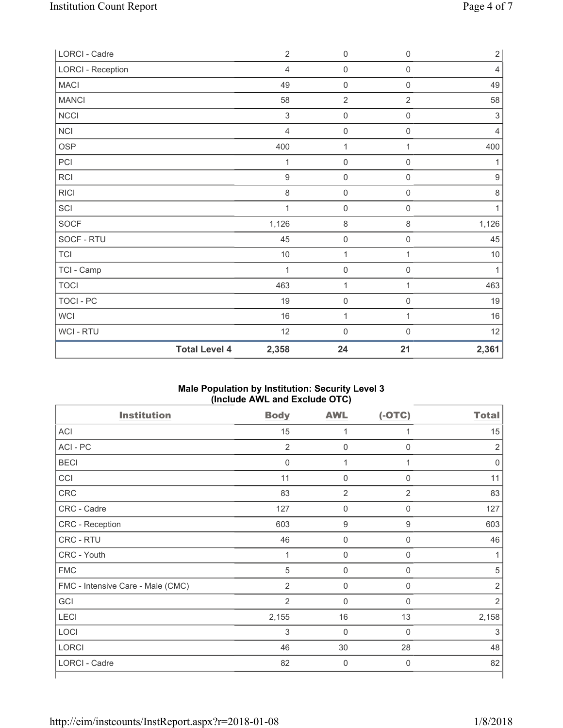| LORCI - Cadre | 2 | 0 | 0 | 2 |
|---|---|---|---|---|
| LORCI - Reception | 4 | 0 | 0 | 4 |
| MACI | 49 | 0 | 0 | 49 |
| MANCI | 58 | 2 | 2 | 58 |
| NCCI | 3 | 0 | 0 | 3 |
| NCI | 4 | 0 | 0 | 4 |
| OSP | 400 | 1 | 1 | 400 |
| PCI | 1 | 0 | 0 | 1 |
| RCI | 9 | 0 | 0 | 9 |
| RICI | 8 | 0 | 0 | 8 |
| SCI | 1 | 0 | 0 | 1 |
| SOCF | 1,126 | 8 | 8 | 1,126 |
| SOCF - RTU | 45 | 0 | 0 | 45 |
| TCI | 10 | 1 | 1 | 10 |
| TCI - Camp | 1 | 0 | 0 | 1 |
| TOCI | 463 | 1 | 1 | 463 |
| TOCI - PC | 19 | 0 | 0 | 19 |
| WCI | 16 | 1 | 1 | 16 |
| WCI - RTU | 12 | 0 | 0 | 12 |
| **Total Level 4** | **2,358** | **24** | **21** | **2,361** |

**Male Population by Institution: Security Level 3**
**(Include AWL and Exclude OTC)**

| Institution | Body | AWL | (-OTC) | Total |
|---|---|---|---|---|
| ACI | 15 | 1 | 1 | 15 |
| ACI - PC | 2 | 0 | 0 | 2 |
| BECI | 0 | 1 | 1 | 0 |
| CCI | 11 | 0 | 0 | 11 |
| CRC | 83 | 2 | 2 | 83 |
| CRC - Cadre | 127 | 0 | 0 | 127 |
| CRC - Reception | 603 | 9 | 9 | 603 |
| CRC - RTU | 46 | 0 | 0 | 46 |
| CRC - Youth | 1 | 0 | 0 | 1 |
| FMC | 5 | 0 | 0 | 5 |
| FMC - Intensive Care - Male (CMC) | 2 | 0 | 0 | 2 |
| GCI | 2 | 0 | 0 | 2 |
| LECI | 2,155 | 16 | 13 | 2,158 |
| LOCI | 3 | 0 | 0 | 3 |
| LORCI | 46 | 30 | 28 | 48 |
| LORCI - Cadre | 82 | 0 | 0 | 82 |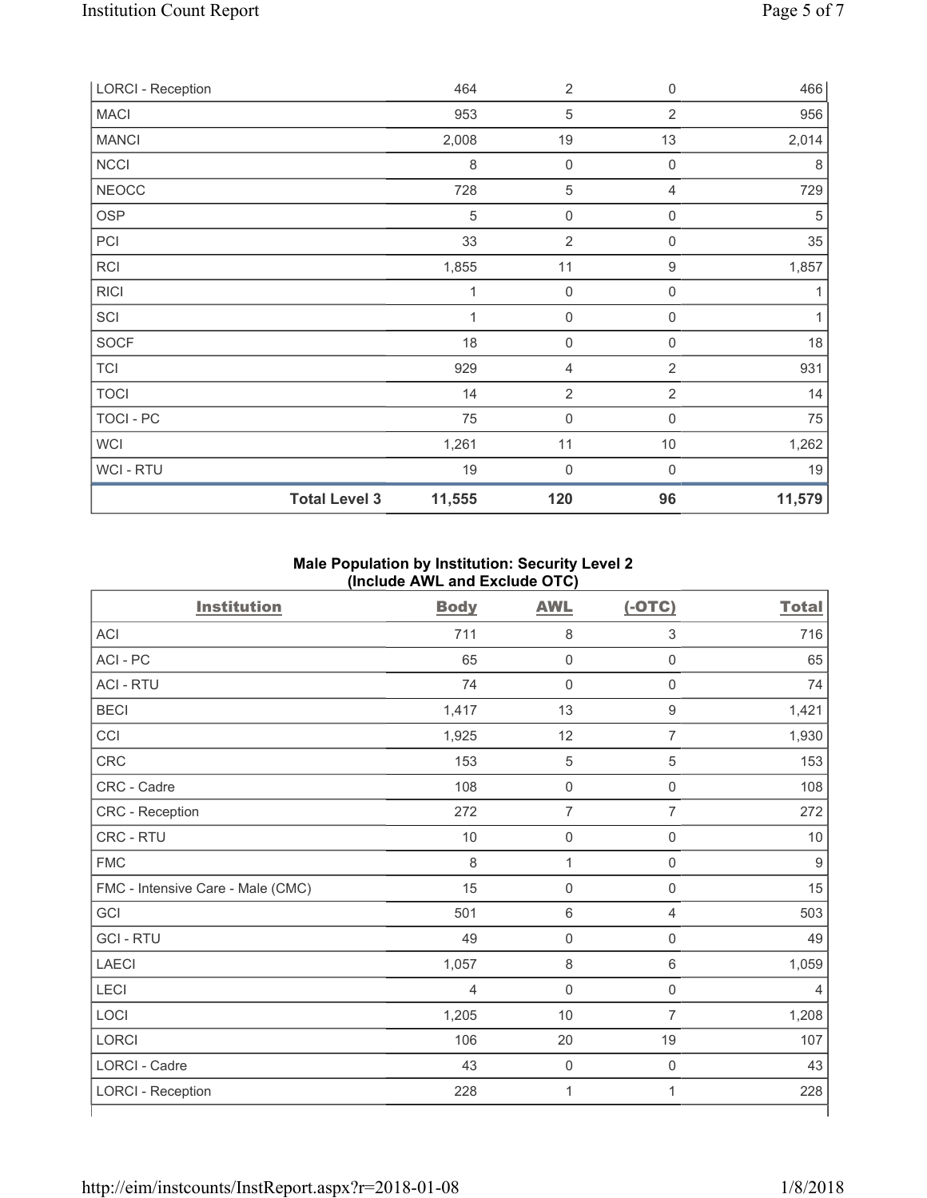| | | | | |
|---|---|---|---|---|
| LORCI - Reception | 464 | 2 | 0 | 466 |
| MACI | 953 | 5 | 2 | 956 |
| MANCI | 2,008 | 19 | 13 | 2,014 |
| NCCI | 8 | 0 | 0 | 8 |
| NEOCC | 728 | 5 | 4 | 729 |
| OSP | 5 | 0 | 0 | 5 |
| PCI | 33 | 2 | 0 | 35 |
| RCI | 1,855 | 11 | 9 | 1,857 |
| RICI | 1 | 0 | 0 | 1 |
| SCI | 1 | 0 | 0 | 1 |
| SOCF | 18 | 0 | 0 | 18 |
| TCI | 929 | 4 | 2 | 931 |
| TOCI | 14 | 2 | 2 | 14 |
| TOCI - PC | 75 | 0 | 0 | 75 |
| WCI | 1,261 | 11 | 10 | 1,262 |
| WCI - RTU | 19 | 0 | 0 | 19 |
| **Total Level 3** | **11,555** | **120** | **96** | **11,579** |

### Male Population by Institution: Security Level 2 (Include AWL and Exclude OTC)

| Institution | Body | AWL | (-OTC) | Total |
|---|---|---|---|---|
| ACI | 711 | 8 | 3 | 716 |
| ACI - PC | 65 | 0 | 0 | 65 |
| ACI - RTU | 74 | 0 | 0 | 74 |
| BECI | 1,417 | 13 | 9 | 1,421 |
| CCI | 1,925 | 12 | 7 | 1,930 |
| CRC | 153 | 5 | 5 | 153 |
| CRC - Cadre | 108 | 0 | 0 | 108 |
| CRC - Reception | 272 | 7 | 7 | 272 |
| CRC - RTU | 10 | 0 | 0 | 10 |
| FMC | 8 | 1 | 0 | 9 |
| FMC - Intensive Care - Male (CMC) | 15 | 0 | 0 | 15 |
| GCI | 501 | 6 | 4 | 503 |
| GCI - RTU | 49 | 0 | 0 | 49 |
| LAECI | 1,057 | 8 | 6 | 1,059 |
| LECI | 4 | 0 | 0 | 4 |
| LOCI | 1,205 | 10 | 7 | 1,208 |
| LORCI | 106 | 20 | 19 | 107 |
| LORCI - Cadre | 43 | 0 | 0 | 43 |
| LORCI - Reception | 228 | 1 | 1 | 228 |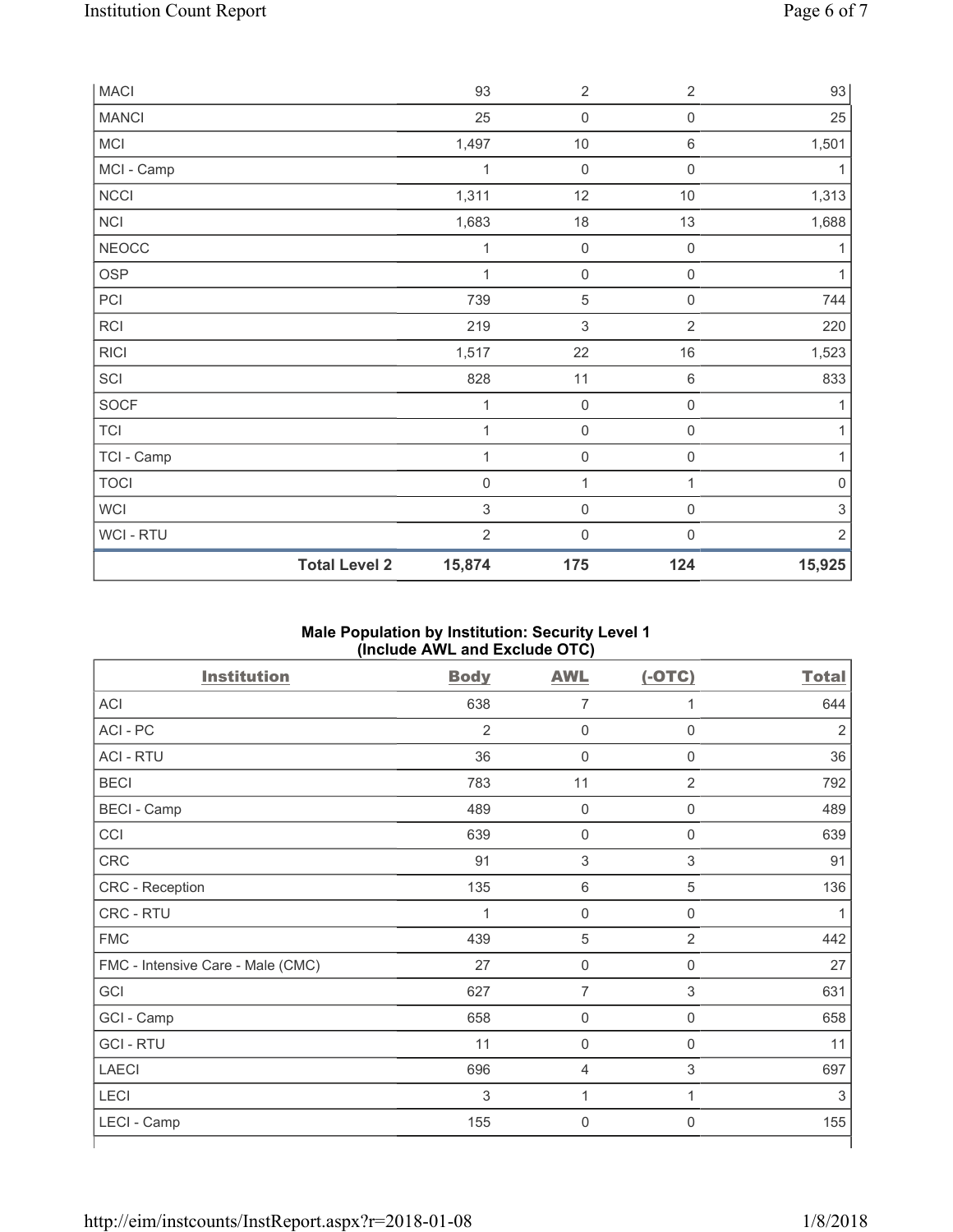| | | | | |
|---|---|---|---|---|
| MACI | 93 | 2 | 2 | 93 |
| MANCI | 25 | 0 | 0 | 25 |
| MCI | 1,497 | 10 | 6 | 1,501 |
| MCI - Camp | 1 | 0 | 0 | 1 |
| NCCI | 1,311 | 12 | 10 | 1,313 |
| NCI | 1,683 | 18 | 13 | 1,688 |
| NEOCC | 1 | 0 | 0 | 1 |
| OSP | 1 | 0 | 0 | 1 |
| PCI | 739 | 5 | 0 | 744 |
| RCI | 219 | 3 | 2 | 220 |
| RICI | 1,517 | 22 | 16 | 1,523 |
| SCI | 828 | 11 | 6 | 833 |
| SOCF | 1 | 0 | 0 | 1 |
| TCI | 1 | 0 | 0 | 1 |
| TCI - Camp | 1 | 0 | 0 | 1 |
| TOCI | 0 | 1 | 1 | 0 |
| WCI | 3 | 0 | 0 | 3 |
| WCI - RTU | 2 | 0 | 0 | 2 |
| **Total Level 2** | **15,874** | **175** | **124** | **15,925** |

## Male Population by Institution: Security Level 1 (Include AWL and Exclude OTC)

| Institution | Body | AWL | (-OTC) | Total |
|---|---|---|---|---|
| ACI | 638 | 7 | 1 | 644 |
| ACI - PC | 2 | 0 | 0 | 2 |
| ACI - RTU | 36 | 0 | 0 | 36 |
| BECI | 783 | 11 | 2 | 792 |
| BECI - Camp | 489 | 0 | 0 | 489 |
| CCI | 639 | 0 | 0 | 639 |
| CRC | 91 | 3 | 3 | 91 |
| CRC - Reception | 135 | 6 | 5 | 136 |
| CRC - RTU | 1 | 0 | 0 | 1 |
| FMC | 439 | 5 | 2 | 442 |
| FMC - Intensive Care - Male (CMC) | 27 | 0 | 0 | 27 |
| GCI | 627 | 7 | 3 | 631 |
| GCI - Camp | 658 | 0 | 0 | 658 |
| GCI - RTU | 11 | 0 | 0 | 11 |
| LAECI | 696 | 4 | 3 | 697 |
| LECI | 3 | 1 | 1 | 3 |
| LECI - Camp | 155 | 0 | 0 | 155 |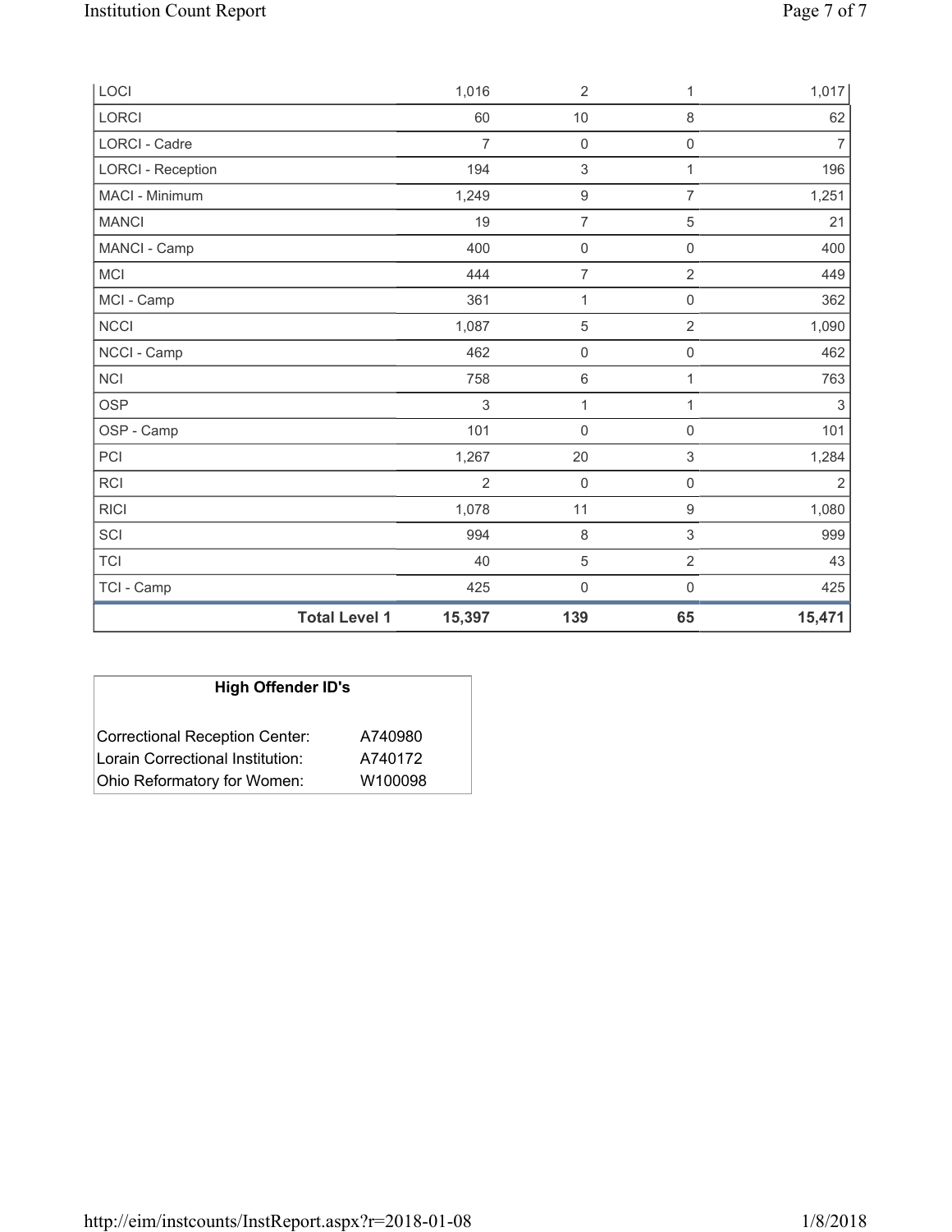| | | | | |
|---|---|---|---|---|
| LOCI | 1,016 | 2 | 1 | 1,017 |
| LORCI | 60 | 10 | 8 | 62 |
| LORCI - Cadre | 7 | 0 | 0 | 7 |
| LORCI - Reception | 194 | 3 | 1 | 196 |
| MACI - Minimum | 1,249 | 9 | 7 | 1,251 |
| MANCI | 19 | 7 | 5 | 21 |
| MANCI - Camp | 400 | 0 | 0 | 400 |
| MCI | 444 | 7 | 2 | 449 |
| MCI - Camp | 361 | 1 | 0 | 362 |
| NCCI | 1,087 | 5 | 2 | 1,090 |
| NCCI - Camp | 462 | 0 | 0 | 462 |
| NCI | 758 | 6 | 1 | 763 |
| OSP | 3 | 1 | 1 | 3 |
| OSP - Camp | 101 | 0 | 0 | 101 |
| PCI | 1,267 | 20 | 3 | 1,284 |
| RCI | 2 | 0 | 0 | 2 |
| RICI | 1,078 | 11 | 9 | 1,080 |
| SCI | 994 | 8 | 3 | 999 |
| TCI | 40 | 5 | 2 | 43 |
| TCI - Camp | 425 | 0 | 0 | 425 |
| **Total Level 1** | **15,397** | **139** | **65** | **15,471** |

| High Offender ID's | |
|---|---|
| Correctional Reception Center: | A740980 |
| Lorain Correctional Institution: | A740172 |
| Ohio Reformatory for Women: | W100098 |